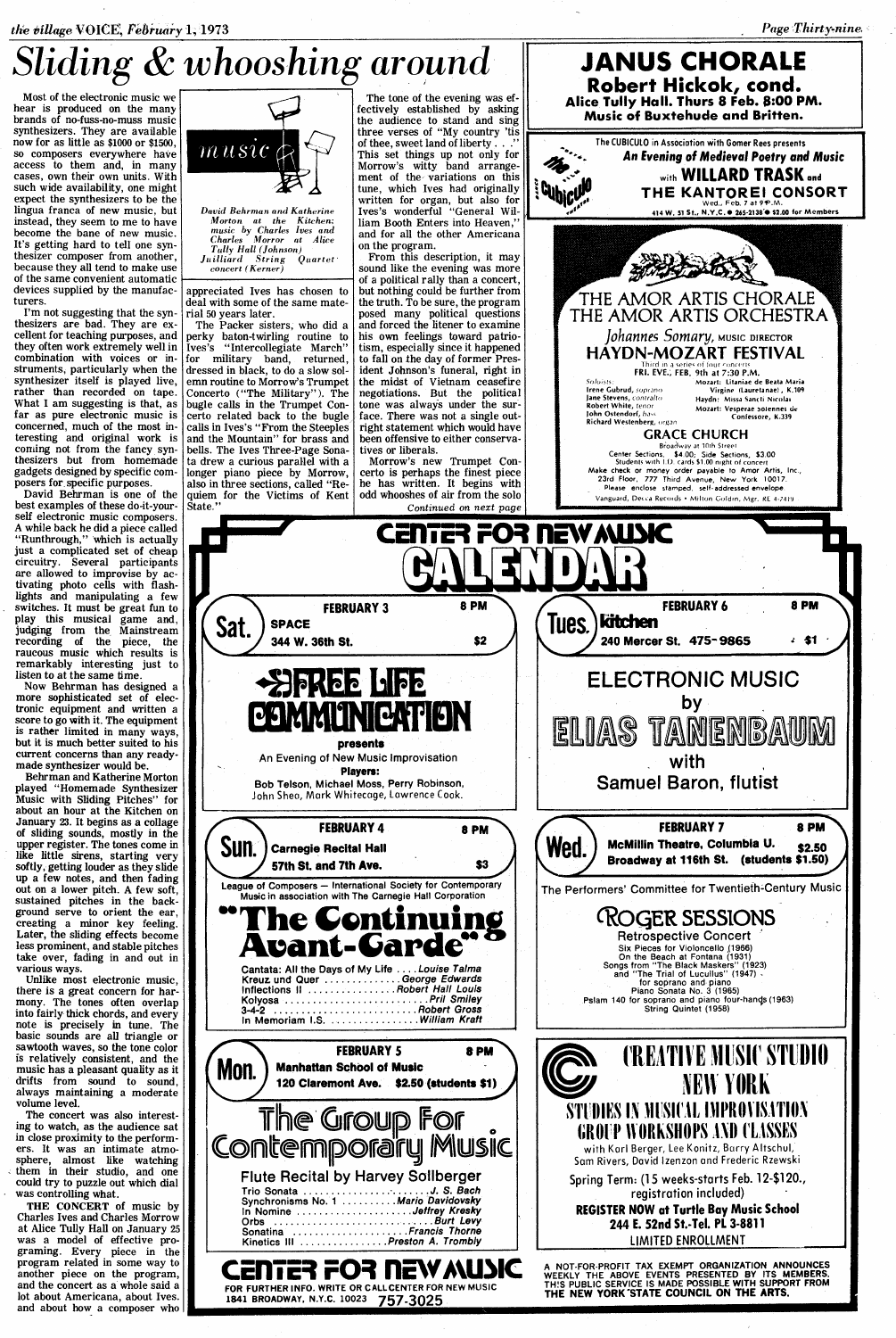# Sliding & whooshing around

*music*

*David Behrman and Katherine Morton at the Kitchen; music by Charles Ives and Charles Morrow at Alice Tully Hall (Johnson) Juilliard String Quartet concert (Kerner)*

Most of the electronic music we hear is produced on the many brands of no-fuss-no-muss music synthesizers. They are available now for as little as $1000 or $1500, so composers everywhere have access to them and, in many cases, own their own units. With such wide availability, one might expect the synthesizers to be the lingua franca of new music, but instead, they seem to me to have become the bane of new music. It's getting hard to tell one synthesizer composer from another, because they all tend to make use of the same convenient automatic devices supplied by the manufacturers.

I'm not suggesting that the synthesizers are bad. They are excellent for teaching purposes, and they often work extremely well in combination with voices or instruments, particularly when the synthesizer itself is played live, rather than recorded on tape. What I am suggesting is that, as far as pure electronic music is concerned, much of the most interesting and original work is coming not from the fancy synthesizers but from homemade gadgets designed by specific composers for specific purposes.

David Behrman is one of the best examples of these do-it-yourself electronic music composers. A while back he did a piece called "Runthrough," which is actually just a complicated set of cheap circuitry. Several participants are allowed to improvise by activating photo cells with flashlights and manipulating a few switches. It must be great fun to play this musical game and, judging from the Mainstream recording of the piece, the raucous music which results is remarkably interesting just to listen to at the same time.

Now Behrman has designed a more sophisticated set of electronic equipment and written a score to go with it. The equipment is rather limited in many ways, but it is much better suited to his current concerns than any ready-made synthesizer would be.

Behrman and Katherine Morton played "Homemade Synthesizer Music with Sliding Pitches" for about an hour at the Kitchen on January 23. It begins as a collage of sliding sounds, mostly in the upper register. The tones come in like little sirens, starting very softly, getting louder as they slide up a few notes, and then fading out on a lower pitch. A few soft, sustained pitches in the background serve to orient the ear, creating a minor key feeling. Later, the sliding effects become less prominent, and stable pitches take over, fading in and out in various ways.

Unlike most electronic music, there is a great concern for harmony. The tones often overlap into fairly thick chords, and every note is precisely in tune. The basic sounds are all triangle or sawtooth waves, so the tone color is relatively consistent, and the music has a pleasant quality as it drifts from sound to sound, always maintaining a moderate volume level.

The concert was also interesting to watch, as the audience sat in close proximity to the performers. It was an intimate atmosphere, almost like watching them in their studio, and one could try to puzzle out which dial was controlling what.

**THE CONCERT** of music by Charles Ives and Charles Morrow at Alice Tully Hall on January 25 was a model of effective programing. Every piece in the program related in some way to another piece on the program, and the concert as a whole said a lot about Americana, about Ives, and about how a composer who appreciated Ives has chosen to deal with some of the same material 50 years later.

The Packer sisters, who did a perky baton-twirling routine to Ives's "Intercollegiate March" for military band, returned, dressed in black, to do a slow solemn routine to Morrow's Trumpet Concerto ("The Military"). The bugle calls in the Trumpet Concerto related back to the bugle calls in Ives's "From the Steeples and the Mountain" for brass and bells. The Ives Three-Page Sonata drew a curious parallel with a longer piano piece by Morrow, also in three sections, called "Requiem for the Victims of Kent State."

The tone of the evening was effectively established by asking the audience to stand and sing three verses of "My country 'tis of thee, sweet land of liberty . . ." This set things up not only for Morrow's witty band arrangement of the variations on this tune, which Ives had originally written for organ, but also for Ives's wonderful "General William Booth Enters into Heaven," and for all the other Americana on the program.

From this description, it may sound like the evening was more of a political rally than a concert, but nothing could be further from the truth. To be sure, the program posed many political questions and forced the listener to examine his own feelings toward patriotism, especially since it happened to fall on the day of former President Johnson's funeral, right in the midst of Vietnam ceasefire negotiations. But the political tone was always under the surface. There was not a single outright statement which would have been offensive to either conservatives or liberals.

Morrow's new Trumpet Concerto is perhaps the finest piece he has written. It begins with odd whooshes of air from the solo

*Continued on next page*

---

## JANUS CHORALE

**Robert Hickok, cond.**

**Alice Tully Hall. Thurs 8 Feb. 8:00 PM.**

**Music of Buxtehude and Britten.**

---

The CUBICULO in Association with Gomer Rees presents

***An Evening of Medieval Poetry and Music***

with **WILLARD TRASK** and

**THE KANTOREI CONSORT**

Wed., Feb. 7 at 9 P.M.

414 W. 51 St., N.Y.C. ● 265-2138 ● $2.00 for Members

---

## THE AMOR ARTIS CHORALE
## THE AMOR ARTIS ORCHESTRA

*Johannes Somary*, MUSIC DIRECTOR

### HAYDN-MOZART FESTIVAL

Third in a series of four concerts

**FRI. EVE., FEB. 9th at 7:30 P.M.**

*Soloists:* Irene Gubrud, *soprano*; Jane Stevens, *contralto*; Robert White, *tenor*; John Ostendorf, *bass*; Richard Westenberg, *organ*

Mozart: Litaniae de Beata Maria Virgine (Lauretanae), K.109
Haydn: Missa Sancti Nicolai
Mozart: Vesperae solennes de Confessore, K.339

**GRACE CHURCH**

Broadway at 10th Street

Center Sections, $4.00; Side Sections, $3.00

Students with I.D. cards $1.00 night of concert

Make check or money order payable to Amor Artis, Inc., 23rd Floor, 777 Third Avenue, New York 10017.

Please enclose stamped, self-addressed envelope

Vanguard, Decca Records • Milton Goldin, Mgr. RL 4-7419

---

# CENTER FOR NEW MUSIC CALENDAR

**Sat. — FEBRUARY 3 — 8 PM**
**SPACE**
**344 W. 36th St. — $2**

## FREE LIFE COMMUNICATION

**presents**

An Evening of New Music Improvisation

**Players:**

Bob Telson, Michael Moss, Perry Robinson, John Sheo, Mark Whitecage, Lawrence Cook.

---

**Tues. — FEBRUARY 6 — 8 PM**
**kitchen**
**240 Mercer St. 475-9865 — $1**

## ELECTRONIC MUSIC
by
## ELIAS TANENBAUM
with
## Samuel Baron, flutist

---

**Sun. — FEBRUARY 4 — 8 PM**
**Carnegie Recital Hall**
**57th St. and 7th Ave. — $3**

League of Composers – International Society for Contemporary Music in association with The Carnegie Hall Corporation

## "The Continuing Avant-Garde"

Cantata: All the Days of My Life .... *Louise Talma*
Kreuz und Quer .............. *George Edwards*
Inflections II ................ *Robert Hall Louis*
Kolyosa .......................... *Pril Smiley*
3-4-2 .......................... *Robert Gross*
In Memoriam I.S. ................ *William Kraft*

---

**Wed. — FEBRUARY 7 — 8 PM**
**McMillin Theatre, Columbia U. — $2.50**
**Broadway at 116th St. (students $1.50)**

The Performers' Committee for Twentieth-Century Music

## ROGER SESSIONS

Retrospective Concert

Six Pieces for Violoncello (1966)
On the Beach at Fontana (1931)
Songs from "The Black Maskers" (1923) and "The Trial of Lucullus" (1947) for soprano and piano
Piano Sonata No. 3 (1965)
Psalm 140 for soprano and piano four-hands (1963)
String Quintet (1958)

---

**Mon. — FEBRUARY 5 — 8 PM**
**Manhattan School of Music**
**120 Claremont Ave. $2.50 (students $1)**

## The Group For Contemporary Music

### Flute Recital by Harvey Sollberger

Trio Sonata ......................... *J. S. Bach*
Synchronisms No. 1 .......... *Mario Davidovsky*
In Nomine ..................... *Jeffrey Kresky*
Orbs ............................ *Burt Levy*
Sonatina ....................... *Francis Thorne*
Kinetics III ................ *Preston A. Trombly*

---

## CREATIVE MUSIC STUDIO NEW YORK

**STUDIES IN MUSICAL IMPROVISATION**
**GROUP WORKSHOPS AND CLASSES**

with Karl Berger, Lee Konitz, Barry Altschul, Sam Rivers, David Izenzon and Frederic Rzewski

Spring Term: (15 weeks-starts Feb. 12-$120., registration included)

**REGISTER NOW at Turtle Bay Music School**
**244 E. 52nd St.-Tel. PL 3-8811**

LIMITED ENROLLMENT

---

# CENTER FOR NEW MUSIC

FOR FURTHER INFO. WRITE OR CALL CENTER FOR NEW MUSIC
1841 BROADWAY, N.Y.C. 10023 **757-3025**

A NOT-FOR-PROFIT TAX EXEMPT ORGANIZATION ANNOUNCES WEEKLY THE ABOVE EVENTS PRESENTED BY ITS MEMBERS. THIS PUBLIC SERVICE IS MADE POSSIBLE WITH SUPPORT FROM THE NEW YORK STATE COUNCIL ON THE ARTS.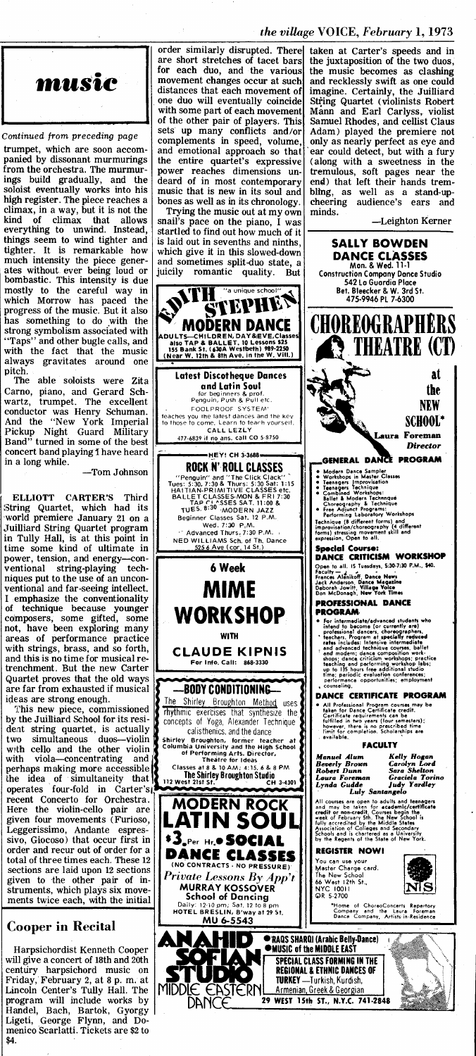# music

*Continued from preceding page*

trumpet, which are soon accompanied by dissonant murmurings from the orchestra. The murmurings build gradually, and the soloist eventually works into his high register. The piece reaches a climax, in a way, but it is not the kind of climax that allows everything to unwind. Instead, things seem to wind tighter and tighter. It is remarkable how much intensity the piece generates without ever being loud or bombastic. This intensity is due mostly to the careful way in which Morrow has paced the progress of the music. But it also has something to do with the strong symbolism associated with "Taps" and other bugle calls, and with the fact that the music always gravitates around one pitch.

The able soloists were Zita Carno, piano, and Gerard Schwartz, trumpet. The excellent conductor was Henry Schuman. And the "New York Imperial Pickup Night Guard Military Band" turned in some of the best concert band playing I have heard in a long while.

—Tom Johnson

ELLIOTT CARTER'S Third String Quartet, which had its world premiere January 21 on a Juilliard String Quartet program in Tully Hall, is at this point in time some kind of ultimate in power, tension, and energy—conventional string-playing techniques put to the use of an unconventional and far-seeing intellect. I emphasize the conventionality of technique because younger composers, some gifted, some not, have been exploring many areas of performance practice with strings, brass, and so forth, and this is no time for musical retrenchment. But the new Carter Quartet proves that the old ways are far from exhausted if musical ideas are strong enough.

This new piece, commissioned by the Juilliard School for its resident string quartet, is actually two simultaneous duos—violin with cello and the other violin with viola—concentrating and perhaps making more accessible the idea of simultaneity that operates four-fold in Carter's recent Concerto for Orchestra. Here the violin-cello pair are given four movements (Furioso, Leggerissimo, Andante espressivo, Giocoso) that occur first in order and recur out of order for a total of three times each. These 12 sections are laid upon 12 sections given to the other pair of instruments, which plays six movements twice each, with the initial order similarly disrupted. There are short stretches of tacet bars for each duo, and the various movement changes occur at such distances that each movement of one duo will eventually coincide with some part of each movement of the other pair of players. This sets up many conflicts and/or complements in speed, volume, and emotional approach so that the entire quartet's expressive power reaches dimensions undeard of in most contemporary music that is new in its soul and bones as well as in its chronology.

Trying the music out at my own snail's pace on the piano, I was startled to find out how much of it is laid out in sevenths and ninths, which give it in this slowed-down and sometimes split-duo state, a juicily romantic quality. But taken at Carter's speeds and in the juxtaposition of the two duos, the music becomes as clashing and recklessly swift as one could imagine. Certainly, the Juilliard String Quartet (violinists Robert Mann and Earl Carlyss, violist Samuel Rhodes, and cellist Claus Adam) played the premiere not only as nearly perfect as eye and ear could detect, but with a fury (along with a sweetness in the tremulous, soft pages near the end) that left their hands trembling, as well as a stand-up-cheering audience's ears and minds.

—Leighton Kerner

## Cooper in Recital

Harpsichordist Kenneth Cooper will give a concert of 18th and 20th century harpsichord music on Friday, February 2, at 8 p. m. at Lincoln Center's Tully Hall. The program will include works by Handel, Bach, Bartok, Gyorgy Ligeti, George Flynn, and Domenico Scarlatti. Tickets are $2 to $4.

---

"a unique school"

**8TH STEPHEN MODERN DANCE**

ADULTS—CHILDREN, DAY & EVE. Classes also TAP & BALLET, 10 Lessons $25
155 Bank St. (630A Westbeth) 989-2250
(Near W. 12th & 8th Ave. in the W. Vill.)

---

**Latest Discotheque Dances and Latin Soul**

for beginners & prof.
Penguin, Push & Pull etc.
FOOLPROOF SYSTEM
teaches you the latest dances and the key to those to come. Learn to teach yourself.
CALL LEZLY
477-6839 if no ans. call CO 5-8750

---

HEY! CH 3-3688

**ROCK N' ROLL CLASSES**

"Penguin" and "The Click Clack"
Tues: 5:30, 7:30 & Thurs: 5:30 Sat: 1:15
HAITIAN-PRIMITIVE CLASSES etc.
BALLET CLASSES-MON & FRI 7:30
TAP CLASSES SAT. 11:00 &
TUES. 8:30 MODERN JAZZ
Beginner Classes Sat. 12 P.M.
Wed. 7:30 P.M.
Advanced Thurs. 7:30 P.M.
NED WILLIAMS Sch. of Th. Dance
525 6 Ave (cor. 14 St.)

---

**6 Week MIME WORKSHOP**

WITH

**CLAUDE KIPNIS**

For Info. Call: 868-3330

---

**—BODY CONDITIONING—**

The Shirley Broughton Method uses rhythmic exercises that synthesize the concepts of Yoga, Alexander Technique calisthenics, and the dance

Shirley Broughton, former teacher at Columbia University and the High School of Performing Arts. Director, Theatre for Ideas
Classes at 8 & 10 AM; 4:15, 6 & 8 PM
**The Shirley Broughton Studio**
112 West 21st St. CH 3-4301

---

**MODERN ROCK LATIN SOUL**

**$3 Per Hr. SOCIAL DANCE CLASSES**

(NO CONTRACTS · NO PRESSURE)

*Private Lessons By App't*

**MURRAY KOSSOVER School of Dancing**

Daily: 12-10 pm; Sat. 12 to 8 pm
HOTEL BRESLIN, B'way at 29 St.
**MU 6-5543**

---

**ANAHID SOFIAN STUDIO**

MIDDLE EASTERN DANCE

- RAQS SHARQI (Arabic Belly-Dance)
- MUSIC of the MIDDLE EAST

**SPECIAL CLASS FORMING IN THE REGIONAL & ETHNIC DANCES OF TURKEY** —Turkish, Kurdish, Armenian, Greek & Georgian

29 WEST 15th ST., N.Y.C. 741-2848

---

**SALLY BOWDEN DANCE CLASSES**

Mon. & Wed. 11-1
Construction Company Dance Studio
542 La Guardia Place
Bet. Bleecker & W. 3rd St.
475-9946 PL 7-6300

---

# CHOREOGRAPHERS THEATRE (CT)

at the NEW SCHOOL*

Laura Foreman
Director

### GENERAL DANCE PROGRAM

- Modern Dance Sampler
- Workshops in Master Classes
- Teenagers Improvisation
- Teenagers Technique
- Combined Workshops: Ballet & Modern Technique Choreography & Technique
- Free Adjunct Programs: Performing Laboratory Workshops

Technique (8 different forms) and improvisation/choreography (4 different forms) stressing movement skill and expression. Open to all.

### Special Course: DANCE CRITICISM WORKSHOP

Open to all. 15 Tuesdays, 5:30-7:30 P.M., $40.
Faculty —
Frances Alenikoff, Dance News
Jack Anderson, Dance Magazine
Deborah Jowitt, Village Voice
Don McDonagh, New York Times

### PROFESSIONAL DANCE PROGRAM

- For intermediate/advanced students who intend to become (or currently are) professional dancers, choreographers, teachers. Program at specially reduced rates includes: Intensive intermediate and advanced technique courses, ballet and modern; dance composition workshops; dance criticism workshops; practice teaching and performing workshop labs; up to 135 hours free additional studio time; periodic evaluation conferences; performance opportunities; employment counseling.

### DANCE CERTIFICATE PROGRAM

- All Professional Program courses may be taken for Dance Certificate credit. Certificate requirements can be fulfilled in two years (four semesters); however, there is no prescribed time limit for completion. Scholarships are available.

### FACULTY

| | |
|---|---|
| *Manuel Alum* | *Kelly Hogan* |
| *Beverly Brown* | *Carolyn Lord* |
| *Robert Dunn* | *Sara Shelton* |
| *Laura Foreman* | *Graciela Torino* |
| *Lynda Gudde* | *Judy Yardley* |
| *Luly Santangelo* | |

All courses are open to adults and teenagers and may be taken for academic/certificate credit or non-credit. Courses begin the week of February 5th. The New School is fully accredited by the Middle States Association of Colleges and Secondary Schools and is chartered as a University by the Regents of the State of New York.

### REGISTER NOW!

You can use your Master Charge card.
The New School
66 West 12th St.,
NYC 10011
OR 5-2700

NS

*Home of ChoreoConcerts Repertory Company and the Laura Foreman Dance Company, Artists-in-Residence